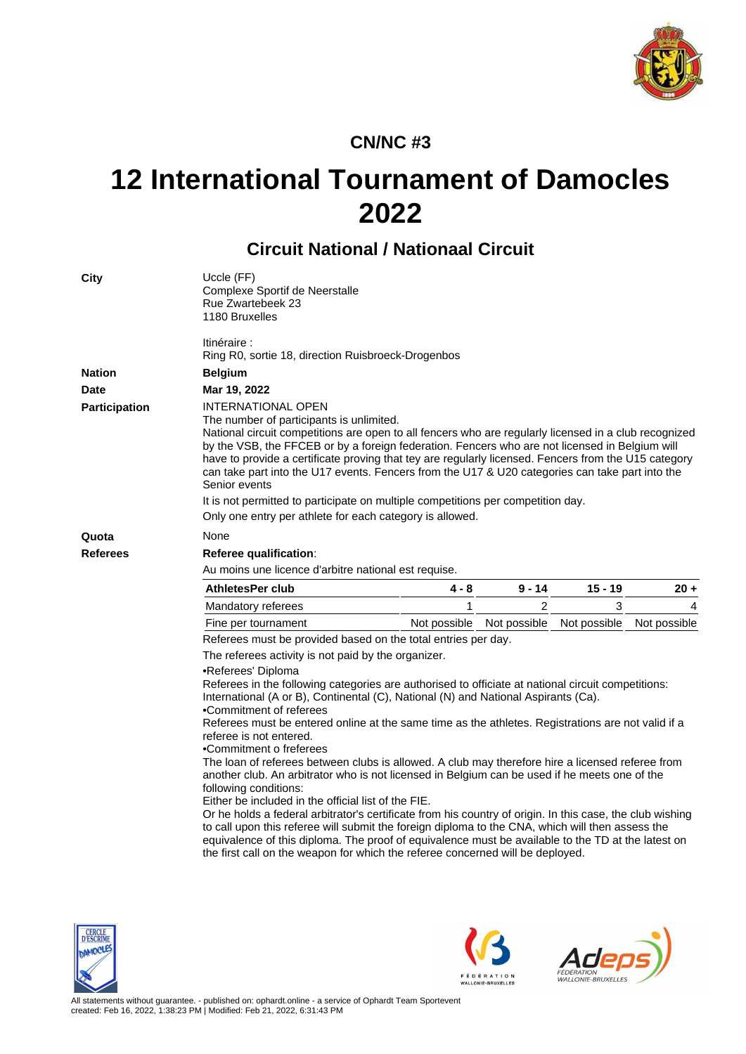## CN/NC #3

# 12 International Tournament of Damocles 2022

## Circuit National / Nationaal Circuit

**City**

Uccle (FF)
Complexe Sportif de Neerstalle
Rue Zwartebeek 23
1180 Bruxelles

Itinéraire :
Ring R0, sortie 18, direction Ruisbroeck-Drogenbos

**Nation**

**Belgium**

**Date**

**Mar 19, 2022**

**Participation**

INTERNATIONAL OPEN
The number of participants is unlimited.
National circuit competitions are open to all fencers who are regularly licensed in a club recognized by the VSB, the FFCEB or by a foreign federation. Fencers who are not licensed in Belgium will have to provide a certificate proving that tey are regularly licensed. Fencers from the U15 category can take part into the U17 events. Fencers from the U17 & U20 categories can take part into the Senior events

It is not permitted to participate on multiple competitions per competition day.

Only one entry per athlete for each category is allowed.

**Quota**

None

**Referees**

**Referee qualification**:

Au moins une licence d'arbitre national est requise.

| AthletesPer club | 4 - 8 | 9 - 14 | 15 - 19 | 20 + |
|---|---|---|---|---|
| Mandatory referees | 1 | 2 | 3 | 4 |
| Fine per tournament | Not possible | Not possible | Not possible | Not possible |

Referees must be provided based on the total entries per day.

The referees activity is not paid by the organizer.

•Referees' Diploma
Referees in the following categories are authorised to officiate at national circuit competitions: International (A or B), Continental (C), National (N) and National Aspirants (Ca).
•Commitment of referees
Referees must be entered online at the same time as the athletes. Registrations are not valid if a referee is not entered.
•Commitment o freferees
The loan of referees between clubs is allowed. A club may therefore hire a licensed referee from another club. An arbitrator who is not licensed in Belgium can be used if he meets one of the following conditions:
Either be included in the official list of the FIE.
Or he holds a federal arbitrator's certificate from his country of origin. In this case, the club wishing to call upon this referee will submit the foreign diploma to the CNA, which will then assess the equivalence of this diploma. The proof of equivalence must be available to the TD at the latest on the first call on the weapon for which the referee concerned will be deployed.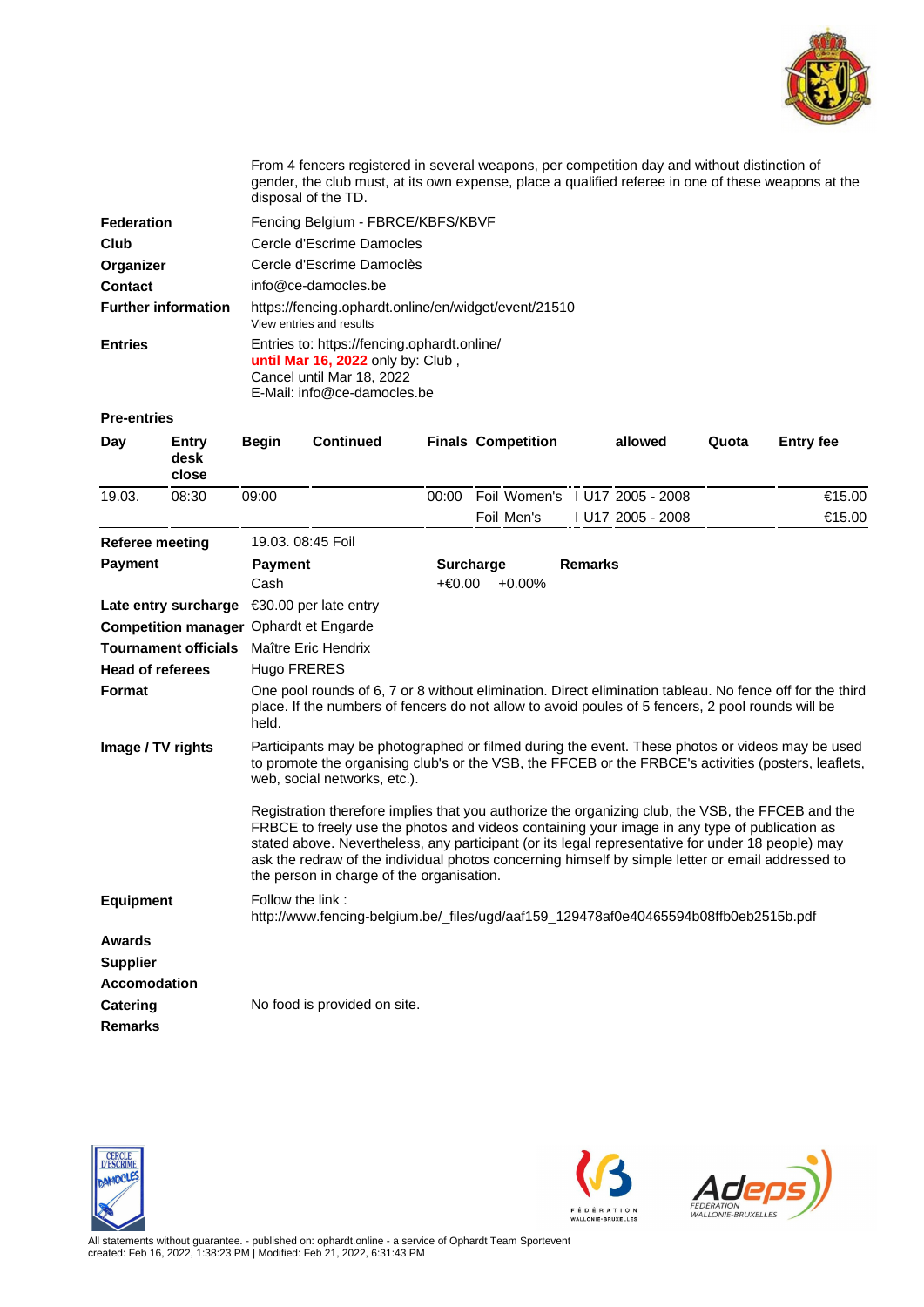From 4 fencers registered in several weapons, per competition day and without distinction of gender, the club must, at its own expense, place a qualified referee in one of these weapons at the disposal of the TD.

| | |
|---|---|
| **Federation** | Fencing Belgium - FBRCE/KBFS/KBVF |
| **Club** | Cercle d'Escrime Damocles |
| **Organizer** | Cercle d'Escrime Damoclès |
| **Contact** | info@ce-damocles.be |
| **Further information** | https://fencing.ophardt.online/en/widget/event/21510<br>View entries and results |
| **Entries** | Entries to: https://fencing.ophardt.online/<br>**until Mar 16, 2022** only by: Club ,<br>Cancel until Mar 18, 2022<br>E-Mail: info@ce-damocles.be |

**Pre-entries**

| Day | Entry desk close | Begin | Continued | Finals | Competition | allowed | Quota | Entry fee |
|---|---|---|---|---|---|---|---|---|
| 19.03. | 08:30 | 09:00 | | 00:00 | Foil Women's | I U17 2005 - 2008 | | €15.00 |
| | | | | | Foil Men's | I U17 2005 - 2008 | | €15.00 |

| | |
|---|---|
| **Referee meeting** | 19.03. 08:45 Foil |
| **Payment** | **Payment** Cash — **Surcharge** +€0.00 +0.00% — **Remarks** |
| **Late entry surcharge** | €30.00 per late entry |
| **Competition manager** | Ophardt et Engarde |
| **Tournament officials** | Maître Eric Hendrix |
| **Head of referees** | Hugo FRERES |
| **Format** | One pool rounds of 6, 7 or 8 without elimination. Direct elimination tableau. No fence off for the third place. If the numbers of fencers do not allow to avoid poules of 5 fencers, 2 pool rounds will be held. |
| **Image / TV rights** | Participants may be photographed or filmed during the event. These photos or videos may be used to promote the organising club's or the VSB, the FFCEB or the FRBCE's activities (posters, leaflets, web, social networks, etc.).<br><br>Registration therefore implies that you authorize the organizing club, the VSB, the FFCEB and the FRBCE to freely use the photos and videos containing your image in any type of publication as stated above. Nevertheless, any participant (or its legal representative for under 18 people) may ask the redraw of the individual photos concerning himself by simple letter or email addressed to the person in charge of the organisation. |
| **Equipment** | Follow the link :<br>http://www.fencing-belgium.be/_files/ugd/aaf159_129478af0e40465594b08ffb0eb2515b.pdf |
| **Awards** | |
| **Supplier** | |
| **Accomodation** | |
| **Catering** | No food is provided on site. |
| **Remarks** | |

All statements without guarantee. - published on: ophardt.online - a service of Ophardt Team Sportevent
created: Feb 16, 2022, 1:38:23 PM | Modified: Feb 21, 2022, 6:31:43 PM